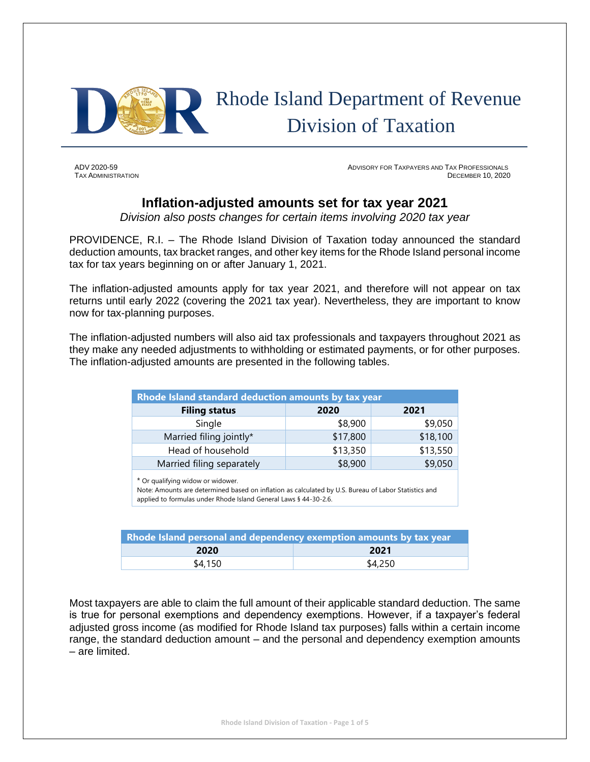# Rhode Island Department of Revenue Division of Taxation

ADV 2020-59
TAX ADMINISTRATION

ADVISORY FOR TAXPAYERS AND TAX PROFESSIONALS
DECEMBER 10, 2020

## Inflation-adjusted amounts set for tax year 2021

*Division also posts changes for certain items involving 2020 tax year*

PROVIDENCE, R.I. – The Rhode Island Division of Taxation today announced the standard deduction amounts, tax bracket ranges, and other key items for the Rhode Island personal income tax for tax years beginning on or after January 1, 2021.

The inflation-adjusted amounts apply for tax year 2021, and therefore will not appear on tax returns until early 2022 (covering the 2021 tax year). Nevertheless, they are important to know now for tax-planning purposes.

The inflation-adjusted numbers will also aid tax professionals and taxpayers throughout 2021 as they make any needed adjustments to withholding or estimated payments, or for other purposes. The inflation-adjusted amounts are presented in the following tables.

**Rhode Island standard deduction amounts by tax year**

| Filing status | 2020 | 2021 |
|---|---|---|
| Single | $8,900 | $9,050 |
| Married filing jointly* | $17,800 | $18,100 |
| Head of household | $13,350 | $13,550 |
| Married filing separately | $8,900 | $9,050 |

\* Or qualifying widow or widower.
Note: Amounts are determined based on inflation as calculated by U.S. Bureau of Labor Statistics and applied to formulas under Rhode Island General Laws § 44-30-2.6.

**Rhode Island personal and dependency exemption amounts by tax year**

| 2020 | 2021 |
|---|---|
| $4,150 | $4,250 |

Most taxpayers are able to claim the full amount of their applicable standard deduction. The same is true for personal exemptions and dependency exemptions. However, if a taxpayer's federal adjusted gross income (as modified for Rhode Island tax purposes) falls within a certain income range, the standard deduction amount – and the personal and dependency exemption amounts – are limited.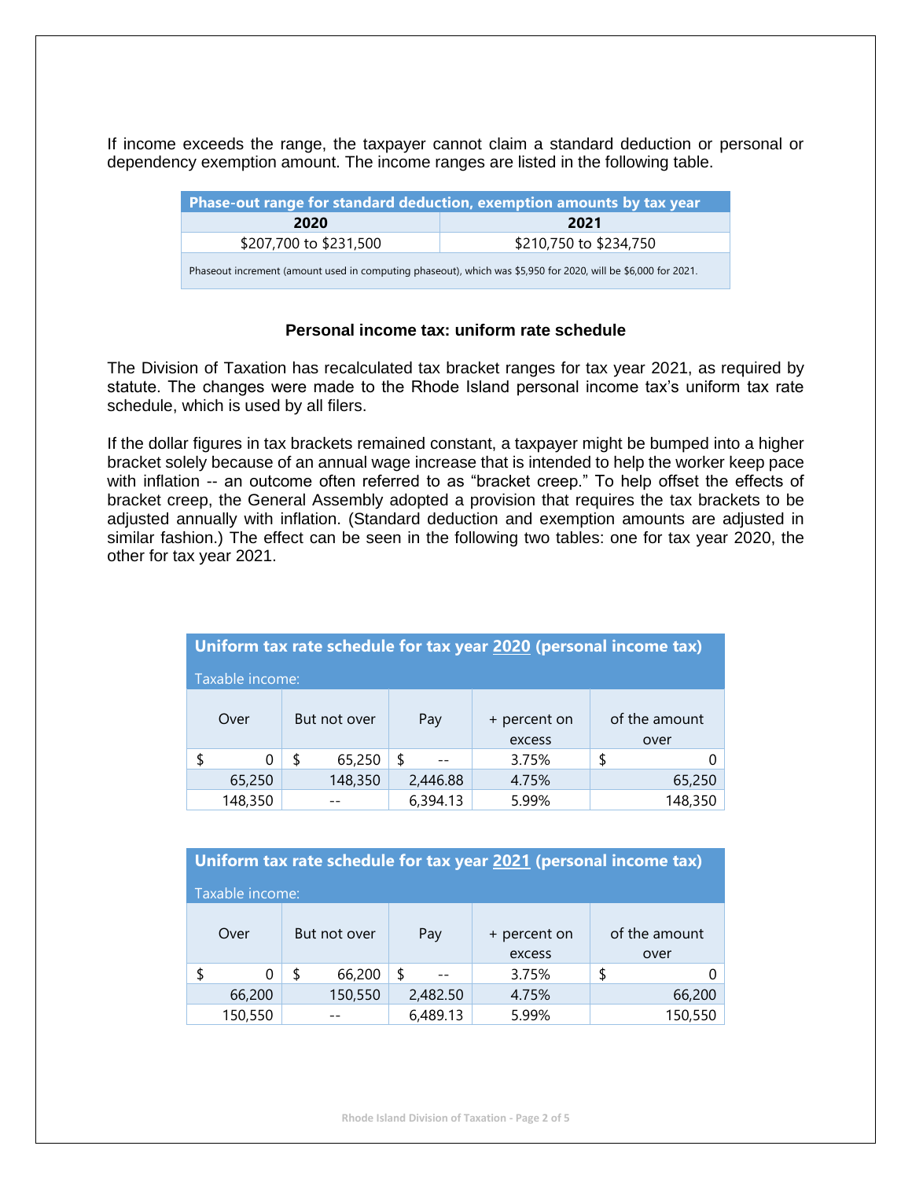If income exceeds the range, the taxpayer cannot claim a standard deduction or personal or dependency exemption amount. The income ranges are listed in the following table.

| Phase-out range for standard deduction, exemption amounts by tax year | |
|---|---|
| **2020** | **2021** |
| $207,700 to $231,500 | $210,750 to $234,750 |
| Phaseout increment (amount used in computing phaseout), which was $5,950 for 2020, will be $6,000 for 2021. | |

### Personal income tax: uniform rate schedule

The Division of Taxation has recalculated tax bracket ranges for tax year 2021, as required by statute. The changes were made to the Rhode Island personal income tax's uniform tax rate schedule, which is used by all filers.

If the dollar figures in tax brackets remained constant, a taxpayer might be bumped into a higher bracket solely because of an annual wage increase that is intended to help the worker keep pace with inflation -- an outcome often referred to as "bracket creep." To help offset the effects of bracket creep, the General Assembly adopted a provision that requires the tax brackets to be adjusted annually with inflation. (Standard deduction and exemption amounts are adjusted in similar fashion.) The effect can be seen in the following two tables: one for tax year 2020, the other for tax year 2021.

**Uniform tax rate schedule for tax year 2020 (personal income tax)**

Taxable income:

| Over | But not over | Pay | + percent on excess | of the amount over |
|---|---|---|---|---|
| $ 0 | $ 65,250 | $ -- | 3.75% | $ 0 |
| 65,250 | 148,350 | 2,446.88 | 4.75% | 65,250 |
| 148,350 | -- | 6,394.13 | 5.99% | 148,350 |

**Uniform tax rate schedule for tax year 2021 (personal income tax)**

Taxable income:

| Over | But not over | Pay | + percent on excess | of the amount over |
|---|---|---|---|---|
| $ 0 | $ 66,200 | $ -- | 3.75% | $ 0 |
| 66,200 | 150,550 | 2,482.50 | 4.75% | 66,200 |
| 150,550 | -- | 6,489.13 | 5.99% | 150,550 |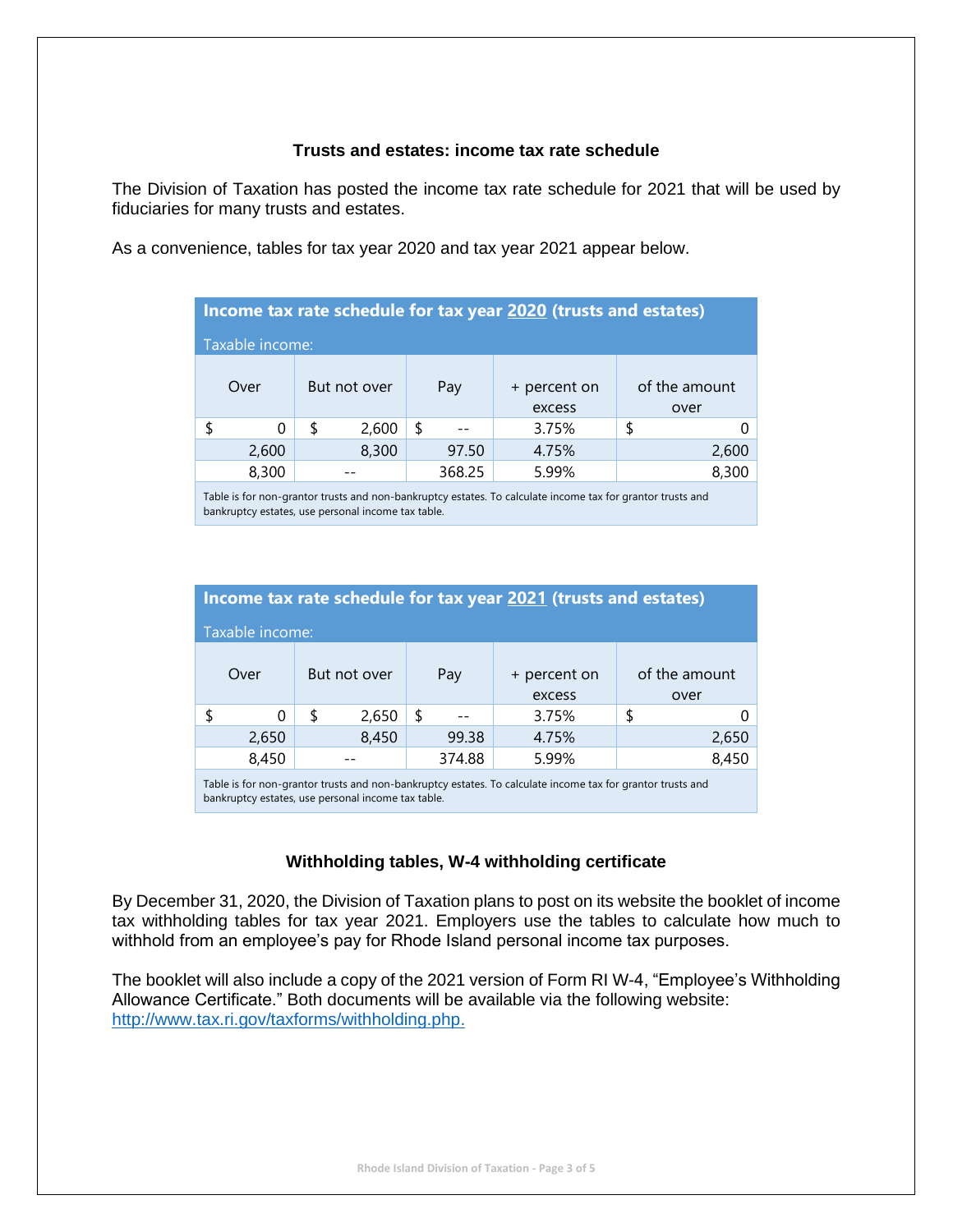## Trusts and estates: income tax rate schedule

The Division of Taxation has posted the income tax rate schedule for 2021 that will be used by fiduciaries for many trusts and estates.

As a convenience, tables for tax year 2020 and tax year 2021 appear below.

**Income tax rate schedule for tax year 2020 (trusts and estates)**

Taxable income:

| Over | But not over | Pay | + percent on excess | of the amount over |
|---|---|---|---|---|
| $ 0 | $ 2,600 | $ -- | 3.75% | $ 0 |
| 2,600 | 8,300 | 97.50 | 4.75% | 2,600 |
| 8,300 | -- | 368.25 | 5.99% | 8,300 |

Table is for non-grantor trusts and non-bankruptcy estates. To calculate income tax for grantor trusts and bankruptcy estates, use personal income tax table.

**Income tax rate schedule for tax year 2021 (trusts and estates)**

Taxable income:

| Over | But not over | Pay | + percent on excess | of the amount over |
|---|---|---|---|---|
| $ 0 | $ 2,650 | $ -- | 3.75% | $ 0 |
| 2,650 | 8,450 | 99.38 | 4.75% | 2,650 |
| 8,450 | -- | 374.88 | 5.99% | 8,450 |

Table is for non-grantor trusts and non-bankruptcy estates. To calculate income tax for grantor trusts and bankruptcy estates, use personal income tax table.

## Withholding tables, W-4 withholding certificate

By December 31, 2020, the Division of Taxation plans to post on its website the booklet of income tax withholding tables for tax year 2021. Employers use the tables to calculate how much to withhold from an employee's pay for Rhode Island personal income tax purposes.

The booklet will also include a copy of the 2021 version of Form RI W-4, "Employee's Withholding Allowance Certificate." Both documents will be available via the following website: http://www.tax.ri.gov/taxforms/withholding.php.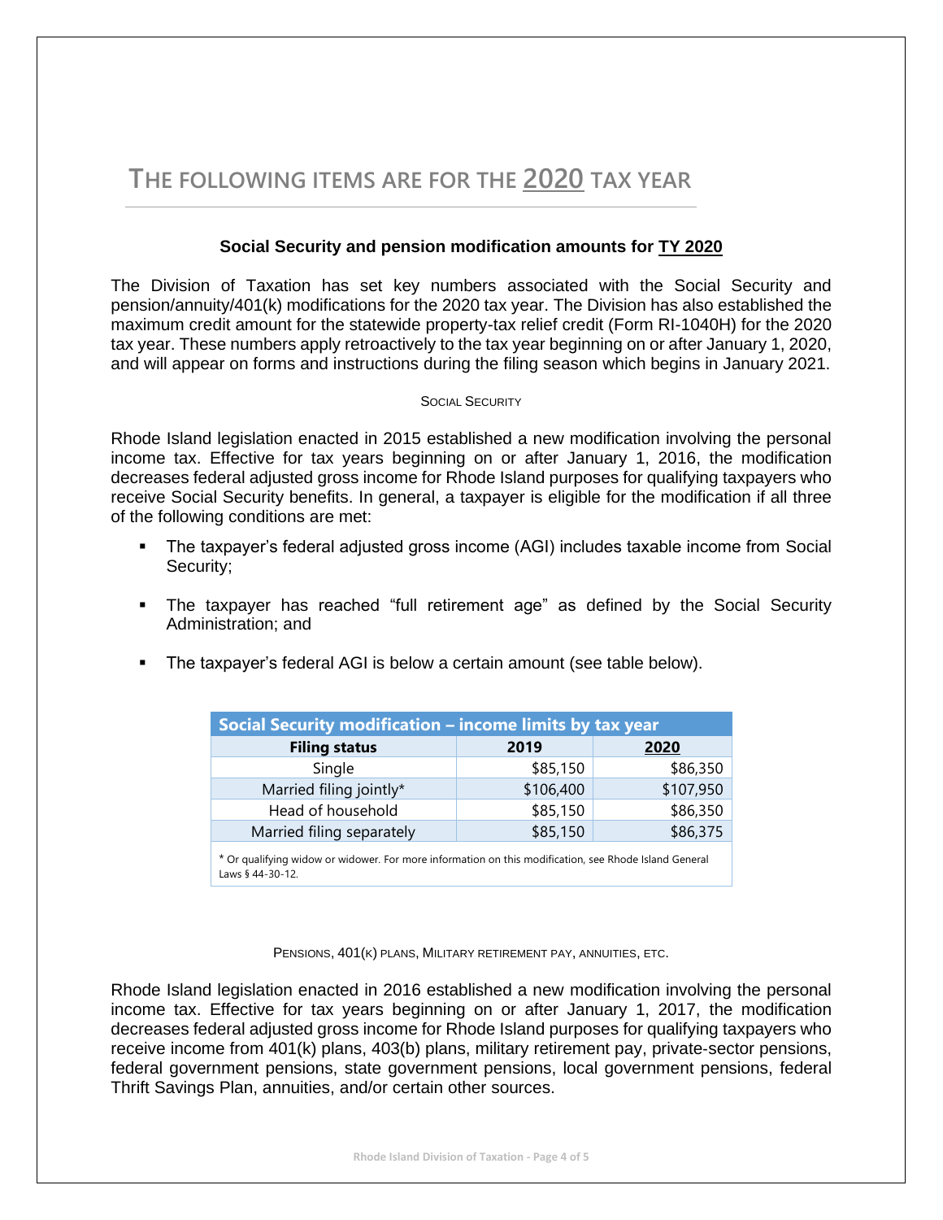# THE FOLLOWING ITEMS ARE FOR THE 2020 TAX YEAR

## Social Security and pension modification amounts for TY 2020

The Division of Taxation has set key numbers associated with the Social Security and pension/annuity/401(k) modifications for the 2020 tax year. The Division has also established the maximum credit amount for the statewide property-tax relief credit (Form RI-1040H) for the 2020 tax year. These numbers apply retroactively to the tax year beginning on or after January 1, 2020, and will appear on forms and instructions during the filing season which begins in January 2021.

### SOCIAL SECURITY

Rhode Island legislation enacted in 2015 established a new modification involving the personal income tax. Effective for tax years beginning on or after January 1, 2016, the modification decreases federal adjusted gross income for Rhode Island purposes for qualifying taxpayers who receive Social Security benefits. In general, a taxpayer is eligible for the modification if all three of the following conditions are met:

- The taxpayer's federal adjusted gross income (AGI) includes taxable income from Social Security;
- The taxpayer has reached "full retirement age" as defined by the Social Security Administration; and
- The taxpayer's federal AGI is below a certain amount (see table below).

**Social Security modification – income limits by tax year**

| Filing status | 2019 | 2020 |
|---|---|---|
| Single | $85,150 | $86,350 |
| Married filing jointly* | $106,400 | $107,950 |
| Head of household | $85,150 | $86,350 |
| Married filing separately | $85,150 | $86,375 |

* Or qualifying widow or widower. For more information on this modification, see Rhode Island General Laws § 44-30-12.

### PENSIONS, 401(K) PLANS, MILITARY RETIREMENT PAY, ANNUITIES, ETC.

Rhode Island legislation enacted in 2016 established a new modification involving the personal income tax. Effective for tax years beginning on or after January 1, 2017, the modification decreases federal adjusted gross income for Rhode Island purposes for qualifying taxpayers who receive income from 401(k) plans, 403(b) plans, military retirement pay, private-sector pensions, federal government pensions, state government pensions, local government pensions, federal Thrift Savings Plan, annuities, and/or certain other sources.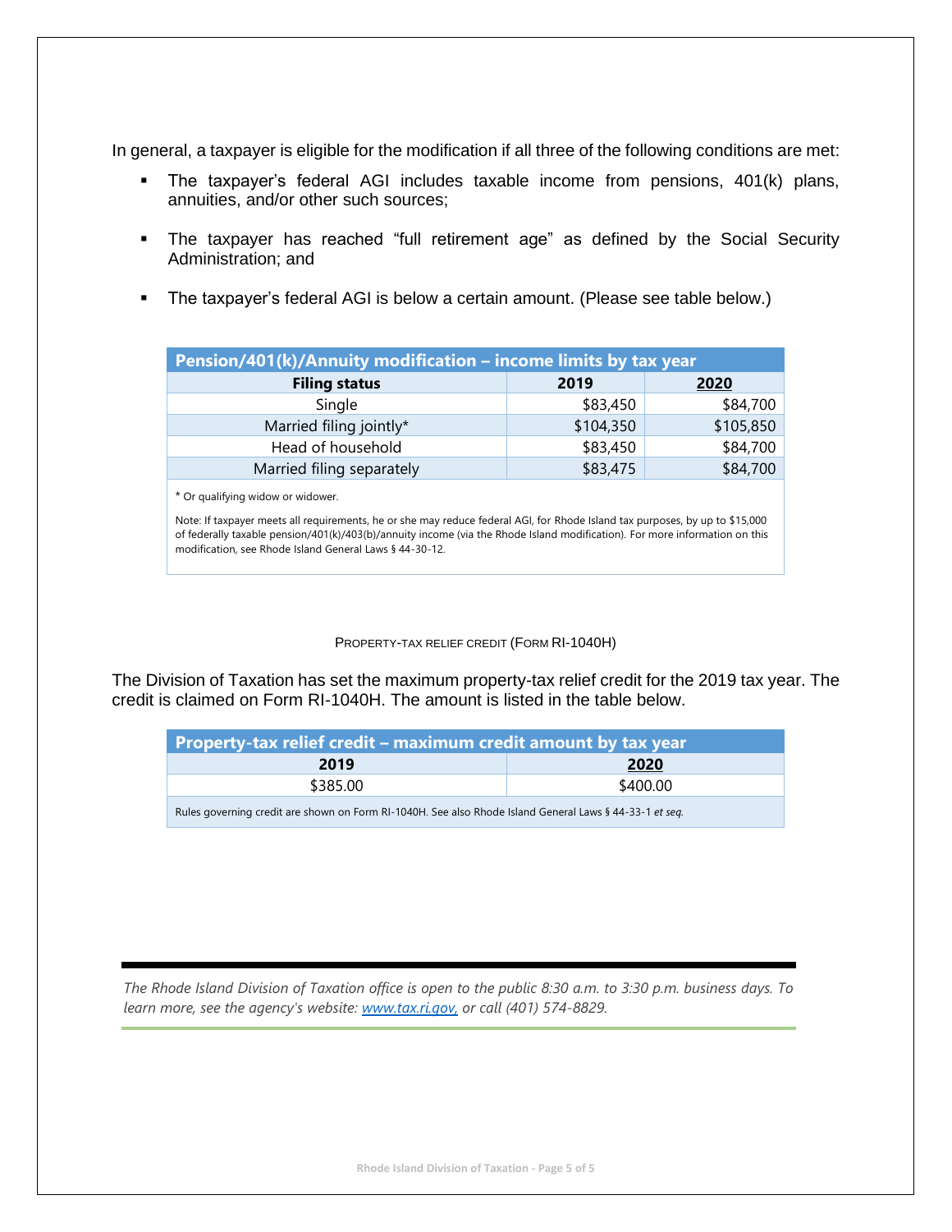In general, a taxpayer is eligible for the modification if all three of the following conditions are met:

- The taxpayer's federal AGI includes taxable income from pensions, 401(k) plans, annuities, and/or other such sources;
- The taxpayer has reached "full retirement age" as defined by the Social Security Administration; and
- The taxpayer's federal AGI is below a certain amount. (Please see table below.)

| Pension/401(k)/Annuity modification – income limits by tax year | | |
|---|---|---|
| **Filing status** | **2019** | **2020** |
| Single | $83,450 | $84,700 |
| Married filing jointly* | $104,350 | $105,850 |
| Head of household | $83,450 | $84,700 |
| Married filing separately | $83,475 | $84,700 |

\* Or qualifying widow or widower.

Note: If taxpayer meets all requirements, he or she may reduce federal AGI, for Rhode Island tax purposes, by up to $15,000 of federally taxable pension/401(k)/403(b)/annuity income (via the Rhode Island modification). For more information on this modification, see Rhode Island General Laws § 44-30-12.

### PROPERTY-TAX RELIEF CREDIT (FORM RI-1040H)

The Division of Taxation has set the maximum property-tax relief credit for the 2019 tax year. The credit is claimed on Form RI-1040H. The amount is listed in the table below.

| Property-tax relief credit – maximum credit amount by tax year | |
|---|---|
| **2019** | **2020** |
| $385.00 | $400.00 |

Rules governing credit are shown on Form RI-1040H. See also Rhode Island General Laws § 44-33-1 *et seq.*

*The Rhode Island Division of Taxation office is open to the public 8:30 a.m. to 3:30 p.m. business days. To learn more, see the agency's website: www.tax.ri.gov, or call (401) 574-8829.*